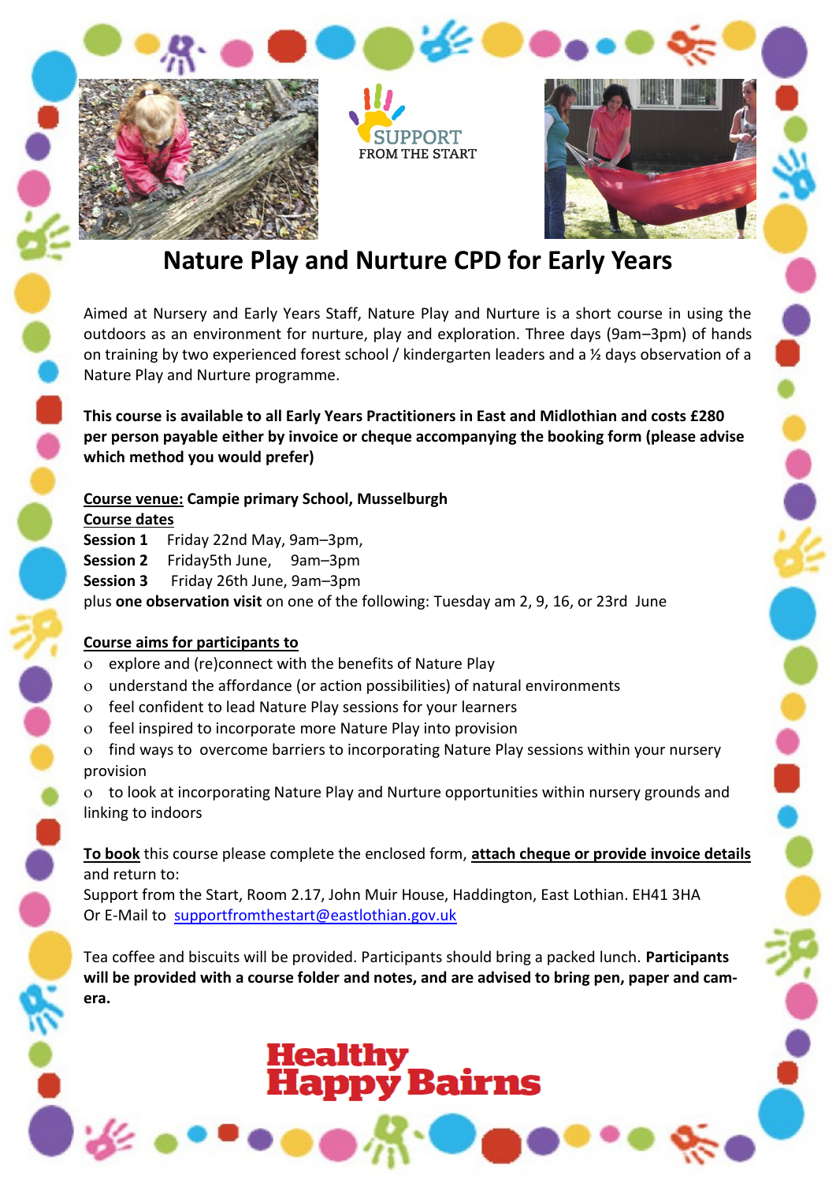SUPPORT FROM THE START

# Nature Play and Nurture CPD for Early Years

Aimed at Nursery and Early Years Staff, Nature Play and Nurture is a short course in using the outdoors as an environment for nurture, play and exploration. Three days (9am–3pm) of hands on training by two experienced forest school / kindergarten leaders and a ½ days observation of a Nature Play and Nurture programme.

**This course is available to all Early Years Practitioners in East and Midlothian and costs £280 per person payable either by invoice or cheque accompanying the booking form (please advise which method you would prefer)**

**Course venue: Campie primary School, Musselburgh**
**Course dates**
**Session 1** Friday 22nd May, 9am–3pm,
**Session 2** Friday5th June, 9am–3pm
**Session 3** Friday 26th June, 9am–3pm
plus **one observation visit** on one of the following: Tuesday am 2, 9, 16, or 23rd June

**Course aims for participants to**

- explore and (re)connect with the benefits of Nature Play
- understand the affordance (or action possibilities) of natural environments
- feel confident to lead Nature Play sessions for your learners
- feel inspired to incorporate more Nature Play into provision
- find ways to overcome barriers to incorporating Nature Play sessions within your nursery provision
- to look at incorporating Nature Play and Nurture opportunities within nursery grounds and linking to indoors

**To book** this course please complete the enclosed form, **attach cheque or provide invoice details** and return to:
Support from the Start, Room 2.17, John Muir House, Haddington, East Lothian. EH41 3HA
Or E-Mail to supportfromthestart@eastlothian.gov.uk

Tea coffee and biscuits will be provided. Participants should bring a packed lunch. **Participants will be provided with a course folder and notes, and are advised to bring pen, paper and camera.**

Healthy Happy Bairns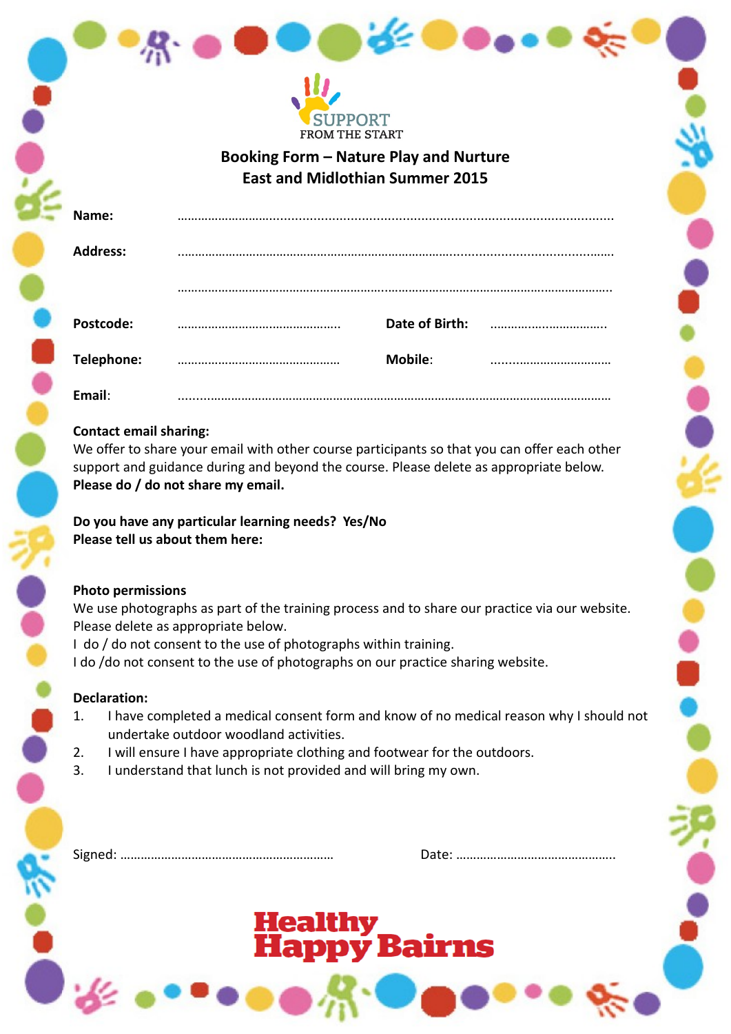SUPPORT
FROM THE START

## Booking Form – Nature Play and Nurture
## East and Midlothian Summer 2015

**Name:** ……………………………………………………………………………………………………

**Address:** ……………………………………………………………………………………………………

……………………………………………………………………………………………………

**Postcode:** ……………………………………… **Date of Birth:** ……………………………

**Telephone:** ……………………………………… **Mobile**: ……………………………

**Email**: ……………………………………………………………………………………………………

**Contact email sharing:**
We offer to share your email with other course participants so that you can offer each other support and guidance during and beyond the course. Please delete as appropriate below.
**Please do / do not share my email.**

**Do you have any particular learning needs? Yes/No**
**Please tell us about them here:**

**Photo permissions**
We use photographs as part of the training process and to share our practice via our website. Please delete as appropriate below.
I do / do not consent to the use of photographs within training.
I do /do not consent to the use of photographs on our practice sharing website.

**Declaration:**

1. I have completed a medical consent form and know of no medical reason why I should not undertake outdoor woodland activities.
2. I will ensure I have appropriate clothing and footwear for the outdoors.
3. I understand that lunch is not provided and will bring my own.

Signed: ……………………………………………… Date: ………………………………………

**Healthy Happy Bairns**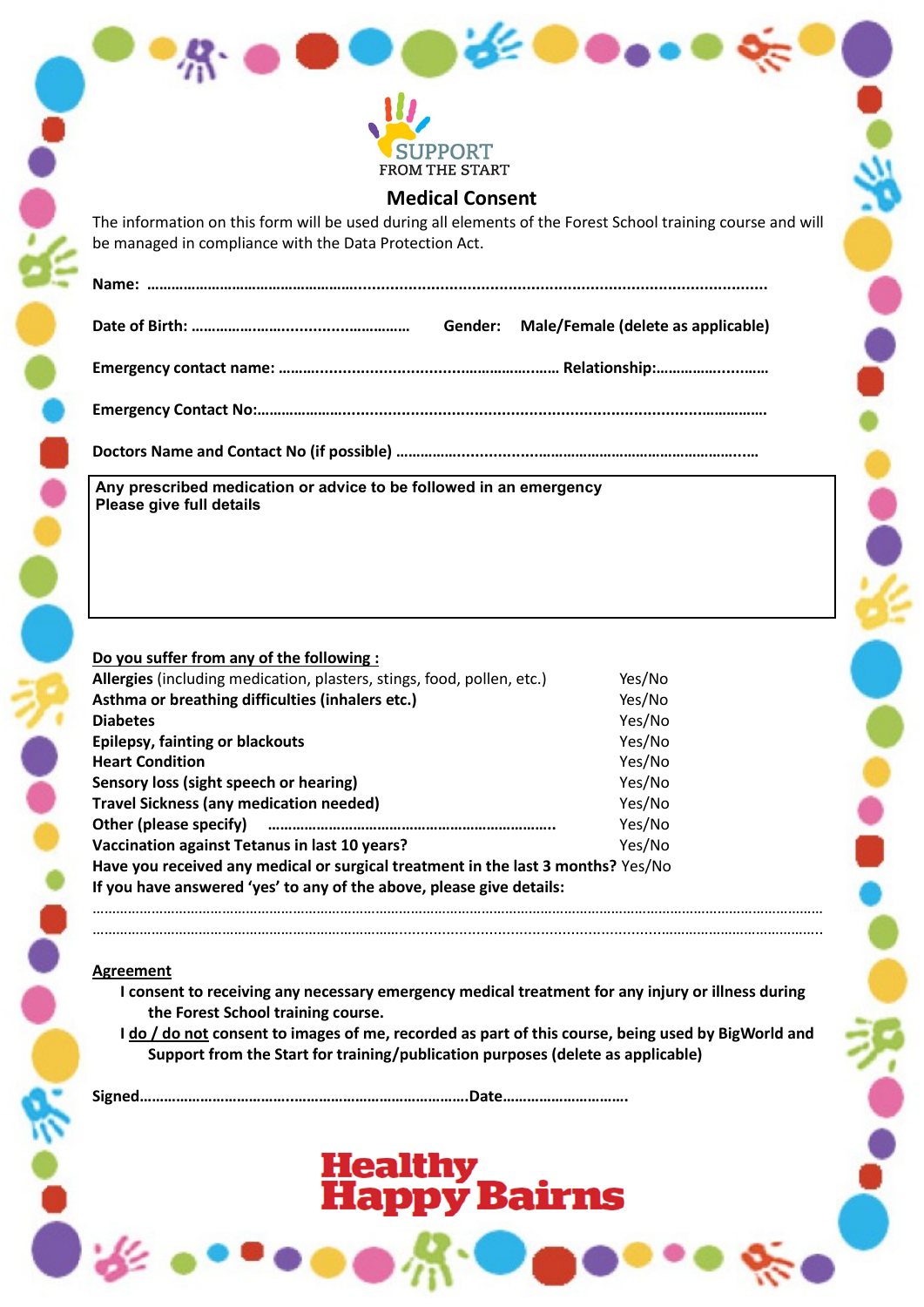SUPPORT
FROM THE START

# Medical Consent

The information on this form will be used during all elements of the Forest School training course and will be managed in compliance with the Data Protection Act.

**Name:** ………………………………………………………………………………………………………………………

**Date of Birth:** ……………………………………………… **Gender: Male/Female (delete as applicable)**

**Emergency contact name:** ………………………………………………………… **Relationship:**…………………………

**Emergency Contact No:**…………………………………………………………………………………………………

**Doctors Name and Contact No (if possible)** ……………………………………………………………………………

**Any prescribed medication or advice to be followed in an emergency**
**Please give full details**

**Do you suffer from any of the following :**

| | |
|---|---|
| **Allergies** (including medication, plasters, stings, food, pollen, etc.) | Yes/No |
| **Asthma or breathing difficulties (inhalers etc.)** | Yes/No |
| **Diabetes** | Yes/No |
| **Epilepsy, fainting or blackouts** | Yes/No |
| **Heart Condition** | Yes/No |
| **Sensory loss (sight speech or hearing)** | Yes/No |
| **Travel Sickness (any medication needed)** | Yes/No |
| **Other (please specify)** ……………………………………………………… | Yes/No |
| **Vaccination against Tetanus in last 10 years?** | Yes/No |
| **Have you received any medical or surgical treatment in the last 3 months?** | Yes/No |

**If you have answered 'yes' to any of the above, please give details:**

………………………………………………………………………………………………………………………………………

………………………………………………………………………………………………………………………………………

**Agreement**

**I consent to receiving any necessary emergency medical treatment for any injury or illness during the Forest School training course.**

**I do / do not consent to images of me, recorded as part of this course, being used by BigWorld and Support from the Start for training/publication purposes (delete as applicable)**

**Signed**……………………………………………………………………………**Date**…………………………

**Healthy Happy Bairns**